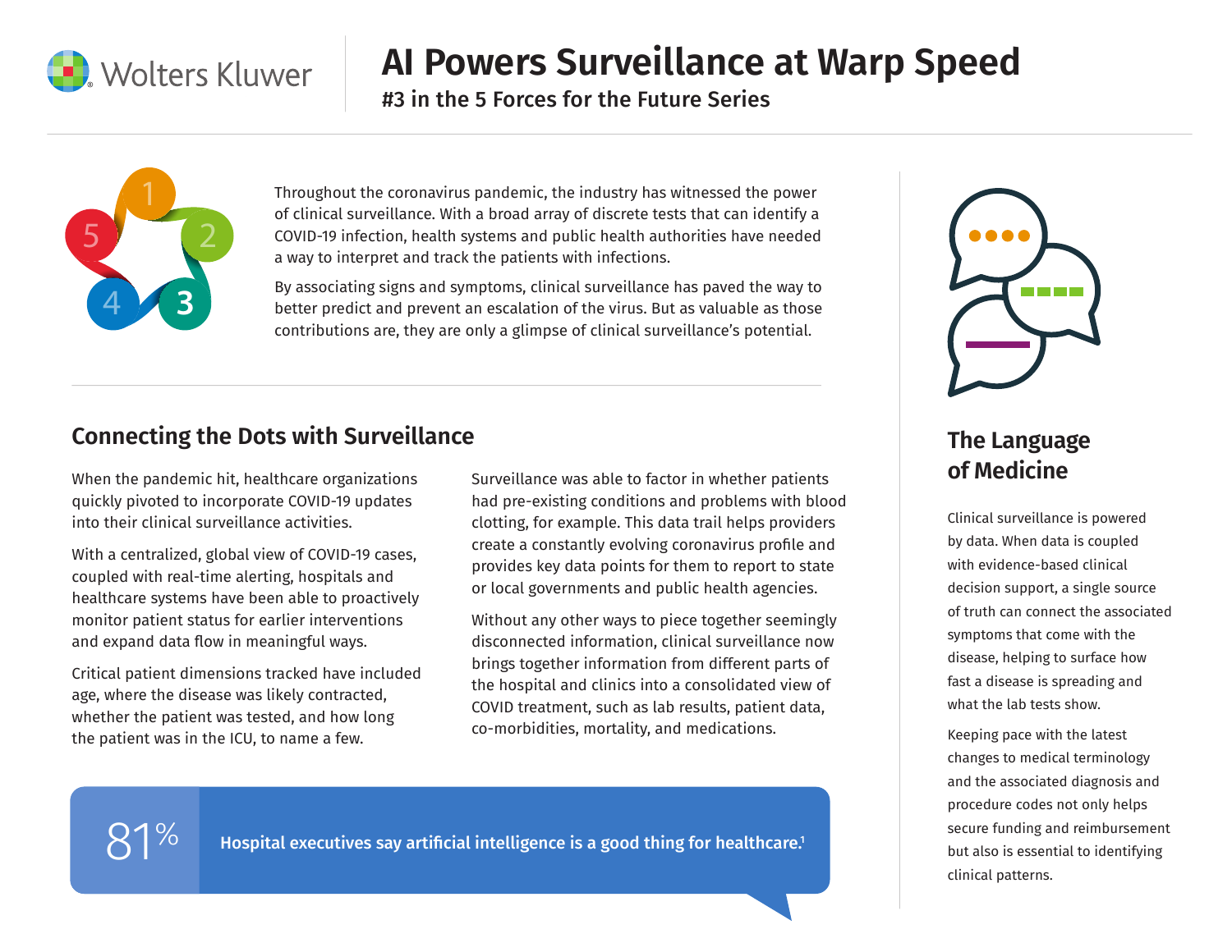Wolters Kluwer

# AI Powers Surveillance at Warp Speed

**#3 in the 5 Forces for the Future Series**

Throughout the coronavirus pandemic, the industry has witnessed the power of clinical surveillance. With a broad array of discrete tests that can identify a COVID-19 infection, health systems and public health authorities have needed a way to interpret and track the patients with infections.

By associating signs and symptoms, clinical surveillance has paved the way to better predict and prevent an escalation of the virus. But as valuable as those contributions are, they are only a glimpse of clinical surveillance's potential.

## Connecting the Dots with Surveillance

When the pandemic hit, healthcare organizations quickly pivoted to incorporate COVID-19 updates into their clinical surveillance activities.

With a centralized, global view of COVID-19 cases, coupled with real-time alerting, hospitals and healthcare systems have been able to proactively monitor patient status for earlier interventions and expand data flow in meaningful ways.

Critical patient dimensions tracked have included age, where the disease was likely contracted, whether the patient was tested, and how long the patient was in the ICU, to name a few.

Surveillance was able to factor in whether patients had pre-existing conditions and problems with blood clotting, for example. This data trail helps providers create a constantly evolving coronavirus profile and provides key data points for them to report to state or local governments and public health agencies.

Without any other ways to piece together seemingly disconnected information, clinical surveillance now brings together information from different parts of the hospital and clinics into a consolidated view of COVID treatment, such as lab results, patient data, co-morbidities, mortality, and medications.

**81%** **Hospital executives say artificial intelligence is a good thing for healthcare.**[1]

## The Language of Medicine

Clinical surveillance is powered by data. When data is coupled with evidence-based clinical decision support, a single source of truth can connect the associated symptoms that come with the disease, helping to surface how fast a disease is spreading and what the lab tests show.

Keeping pace with the latest changes to medical terminology and the associated diagnosis and procedure codes not only helps secure funding and reimbursement but also is essential to identifying clinical patterns.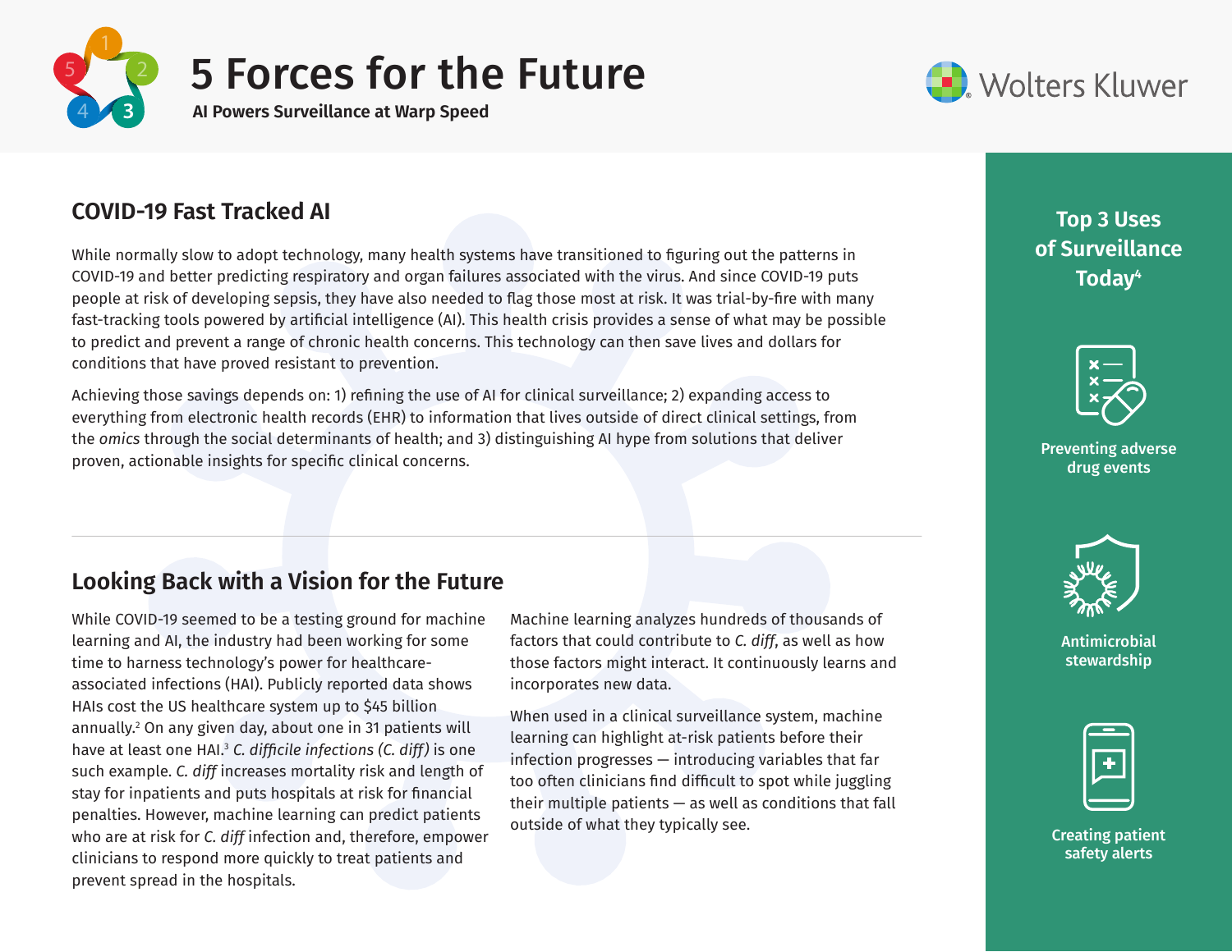# 5 Forces for the Future

**AI Powers Surveillance at Warp Speed**

## COVID-19 Fast Tracked AI

While normally slow to adopt technology, many health systems have transitioned to figuring out the patterns in COVID-19 and better predicting respiratory and organ failures associated with the virus. And since COVID-19 puts people at risk of developing sepsis, they have also needed to flag those most at risk. It was trial-by-fire with many fast-tracking tools powered by artificial intelligence (AI). This health crisis provides a sense of what may be possible to predict and prevent a range of chronic health concerns. This technology can then save lives and dollars for conditions that have proved resistant to prevention.

Achieving those savings depends on: 1) refining the use of AI for clinical surveillance; 2) expanding access to everything from electronic health records (EHR) to information that lives outside of direct clinical settings, from the *omics* through the social determinants of health; and 3) distinguishing AI hype from solutions that deliver proven, actionable insights for specific clinical concerns.

## Looking Back with a Vision for the Future

While COVID-19 seemed to be a testing ground for machine learning and AI, the industry had been working for some time to harness technology's power for healthcare-associated infections (HAI). Publicly reported data shows HAIs cost the US healthcare system up to $45 billion annually.[2] On any given day, about one in 31 patients will have at least one HAI.[3] *C. difficile infections (C. diff)* is one such example. *C. diff* increases mortality risk and length of stay for inpatients and puts hospitals at risk for financial penalties. However, machine learning can predict patients who are at risk for *C. diff* infection and, therefore, empower clinicians to respond more quickly to treat patients and prevent spread in the hospitals.

Machine learning analyzes hundreds of thousands of factors that could contribute to *C. diff*, as well as how those factors might interact. It continuously learns and incorporates new data.

When used in a clinical surveillance system, machine learning can highlight at-risk patients before their infection progresses — introducing variables that far too often clinicians find difficult to spot while juggling their multiple patients — as well as conditions that fall outside of what they typically see.

## Top 3 Uses of Surveillance Today[4]

- Preventing adverse drug events
- Antimicrobial stewardship
- Creating patient safety alerts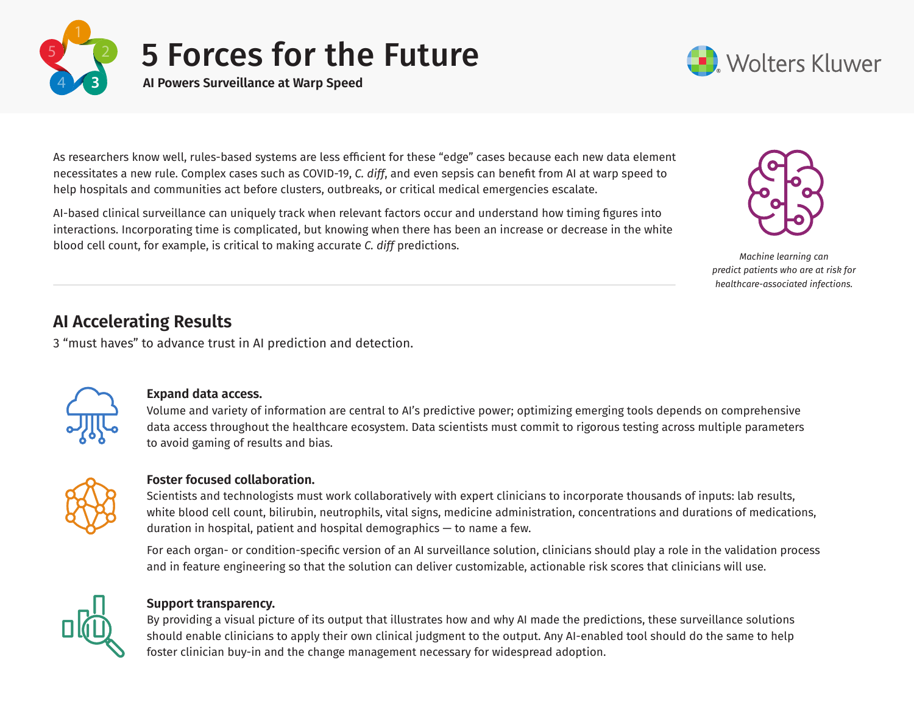# 5 Forces for the Future

**AI Powers Surveillance at Warp Speed**

As researchers know well, rules-based systems are less efficient for these "edge" cases because each new data element necessitates a new rule. Complex cases such as COVID-19, *C. diff*, and even sepsis can benefit from AI at warp speed to help hospitals and communities act before clusters, outbreaks, or critical medical emergencies escalate.

AI-based clinical surveillance can uniquely track when relevant factors occur and understand how timing figures into interactions. Incorporating time is complicated, but knowing when there has been an increase or decrease in the white blood cell count, for example, is critical to making accurate *C. diff* predictions.

*Machine learning can predict patients who are at risk for healthcare-associated infections.*

## AI Accelerating Results

3 "must haves" to advance trust in AI prediction and detection.

**Expand data access.**
Volume and variety of information are central to AI's predictive power; optimizing emerging tools depends on comprehensive data access throughout the healthcare ecosystem. Data scientists must commit to rigorous testing across multiple parameters to avoid gaming of results and bias.

**Foster focused collaboration.**
Scientists and technologists must work collaboratively with expert clinicians to incorporate thousands of inputs: lab results, white blood cell count, bilirubin, neutrophils, vital signs, medicine administration, concentrations and durations of medications, duration in hospital, patient and hospital demographics — to name a few.

For each organ- or condition-specific version of an AI surveillance solution, clinicians should play a role in the validation process and in feature engineering so that the solution can deliver customizable, actionable risk scores that clinicians will use.

**Support transparency.**
By providing a visual picture of its output that illustrates how and why AI made the predictions, these surveillance solutions should enable clinicians to apply their own clinical judgment to the output. Any AI-enabled tool should do the same to help foster clinician buy-in and the change management necessary for widespread adoption.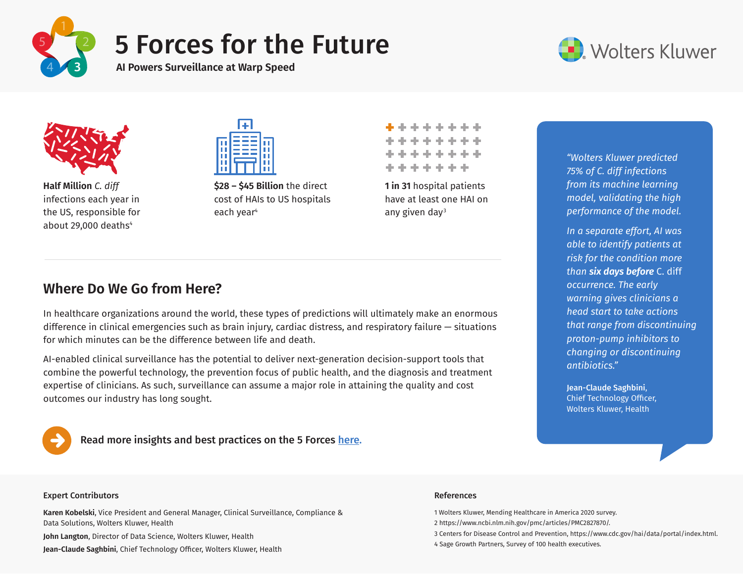# 5 Forces for the Future

**AI Powers Surveillance at Warp Speed**

**Half Million** *C. diff* infections each year in the US, responsible for about 29,000 deaths[4]

**$28 – $45 Billion** the direct cost of HAIs to US hospitals each year[4]

**1 in 31** hospital patients have at least one HAI on any given day[3]

*"Wolters Kluwer predicted 75% of C. diff infections from its machine learning model, validating the high performance of the model.*

*In a separate effort, AI was able to identify patients at risk for the condition more than **six days before** C. diff occurrence. The early warning gives clinicians a head start to take actions that range from discontinuing proton-pump inhibitors to changing or discontinuing antibiotics."*

**Jean-Claude Saghbini,**
Chief Technology Officer,
Wolters Kluwer, Health

## Where Do We Go from Here?

In healthcare organizations around the world, these types of predictions will ultimately make an enormous difference in clinical emergencies such as brain injury, cardiac distress, and respiratory failure — situations for which minutes can be the difference between life and death.

AI-enabled clinical surveillance has the potential to deliver next-generation decision-support tools that combine the powerful technology, the prevention focus of public health, and the diagnosis and treatment expertise of clinicians. As such, surveillance can assume a major role in attaining the quality and cost outcomes our industry has long sought.

Read more insights and best practices on the 5 Forces [here](here).

### Expert Contributors

**Karen Kobelski**, Vice President and General Manager, Clinical Surveillance, Compliance & Data Solutions, Wolters Kluwer, Health

**John Langton**, Director of Data Science, Wolters Kluwer, Health

**Jean-Claude Saghbini**, Chief Technology Officer, Wolters Kluwer, Health

### References

1 Wolters Kluwer, Mending Healthcare in America 2020 survey.
2 https://www.ncbi.nlm.nih.gov/pmc/articles/PMC2827870/.
3 Centers for Disease Control and Prevention, https://www.cdc.gov/hai/data/portal/index.html.
4 Sage Growth Partners, Survey of 100 health executives.